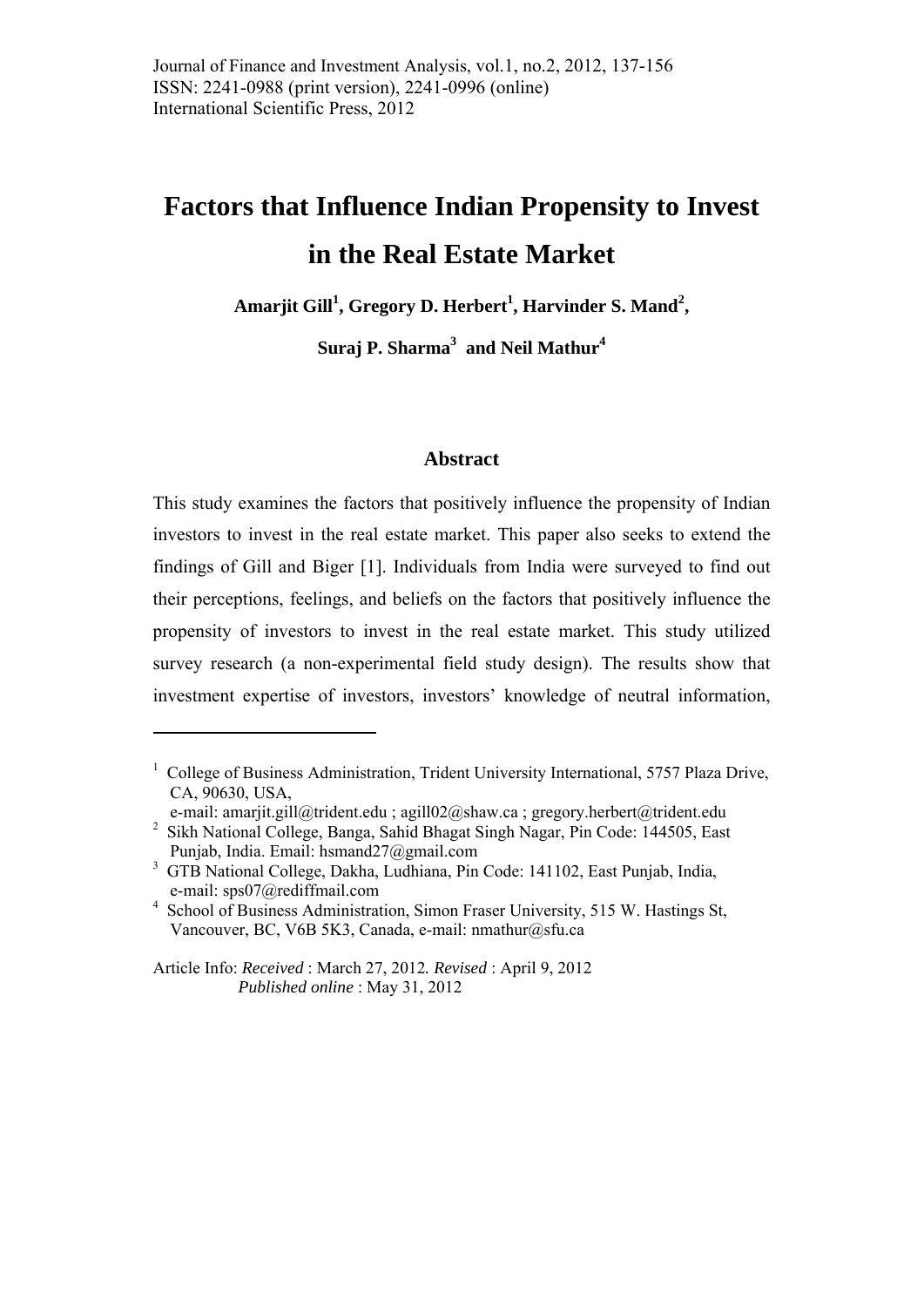Journal of Finance and Investment Analysis, vol.1, no.2, 2012, 137-156
ISSN: 2241-0988 (print version), 2241-0996 (online)
International Scientific Press, 2012

# Factors that Influence Indian Propensity to Invest in the Real Estate Market

**Amarjit Gill[1], Gregory D. Herbert[1], Harvinder S. Mand[2], Suraj P. Sharma[3] and Neil Mathur[4]**

## Abstract

This study examines the factors that positively influence the propensity of Indian investors to invest in the real estate market. This paper also seeks to extend the findings of Gill and Biger [1]. Individuals from India were surveyed to find out their perceptions, feelings, and beliefs on the factors that positively influence the propensity of investors to invest in the real estate market. This study utilized survey research (a non-experimental field study design). The results show that investment expertise of investors, investors' knowledge of neutral information,

---

[1] College of Business Administration, Trident University International, 5757 Plaza Drive, CA, 90630, USA,
e-mail: amarjit.gill@trident.edu ; agill02@shaw.ca ; gregory.herbert@trident.edu

[2] Sikh National College, Banga, Sahid Bhagat Singh Nagar, Pin Code: 144505, East Punjab, India. Email: hsmand27@gmail.com

[3] GTB National College, Dakha, Ludhiana, Pin Code: 141102, East Punjab, India, e-mail: sps07@rediffmail.com

[4] School of Business Administration, Simon Fraser University, 515 W. Hastings St, Vancouver, BC, V6B 5K3, Canada, e-mail: nmathur@sfu.ca

Article Info: *Received* : March 27, 2012. *Revised* : April 9, 2012
*Published online* : May 31, 2012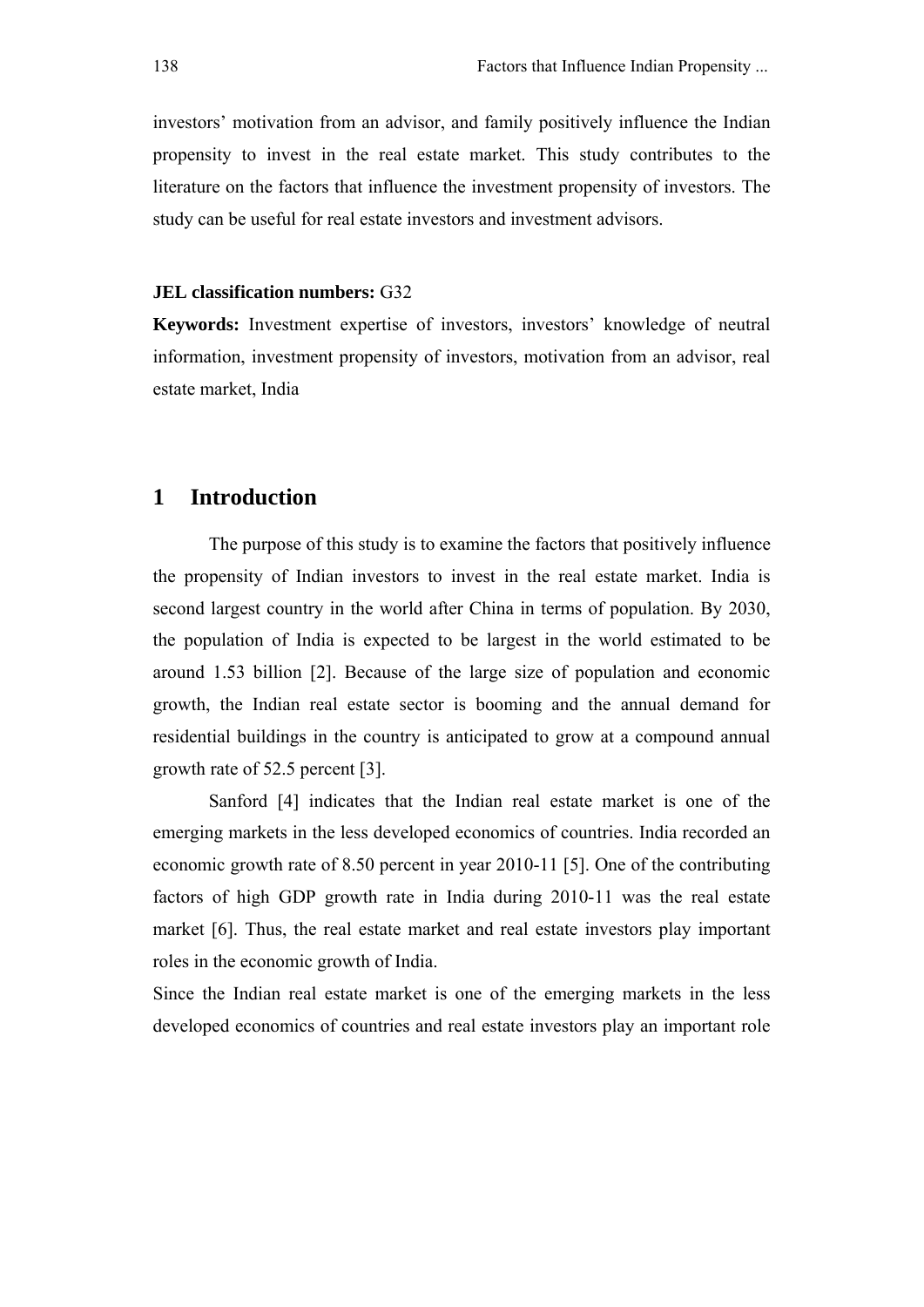investors' motivation from an advisor, and family positively influence the Indian propensity to invest in the real estate market. This study contributes to the literature on the factors that influence the investment propensity of investors. The study can be useful for real estate investors and investment advisors.

**JEL classification numbers:** G32

**Keywords:** Investment expertise of investors, investors' knowledge of neutral information, investment propensity of investors, motivation from an advisor, real estate market, India

## 1 Introduction

The purpose of this study is to examine the factors that positively influence the propensity of Indian investors to invest in the real estate market. India is second largest country in the world after China in terms of population. By 2030, the population of India is expected to be largest in the world estimated to be around 1.53 billion [2]. Because of the large size of population and economic growth, the Indian real estate sector is booming and the annual demand for residential buildings in the country is anticipated to grow at a compound annual growth rate of 52.5 percent [3].

Sanford [4] indicates that the Indian real estate market is one of the emerging markets in the less developed economics of countries. India recorded an economic growth rate of 8.50 percent in year 2010-11 [5]. One of the contributing factors of high GDP growth rate in India during 2010-11 was the real estate market [6]. Thus, the real estate market and real estate investors play important roles in the economic growth of India.

Since the Indian real estate market is one of the emerging markets in the less developed economics of countries and real estate investors play an important role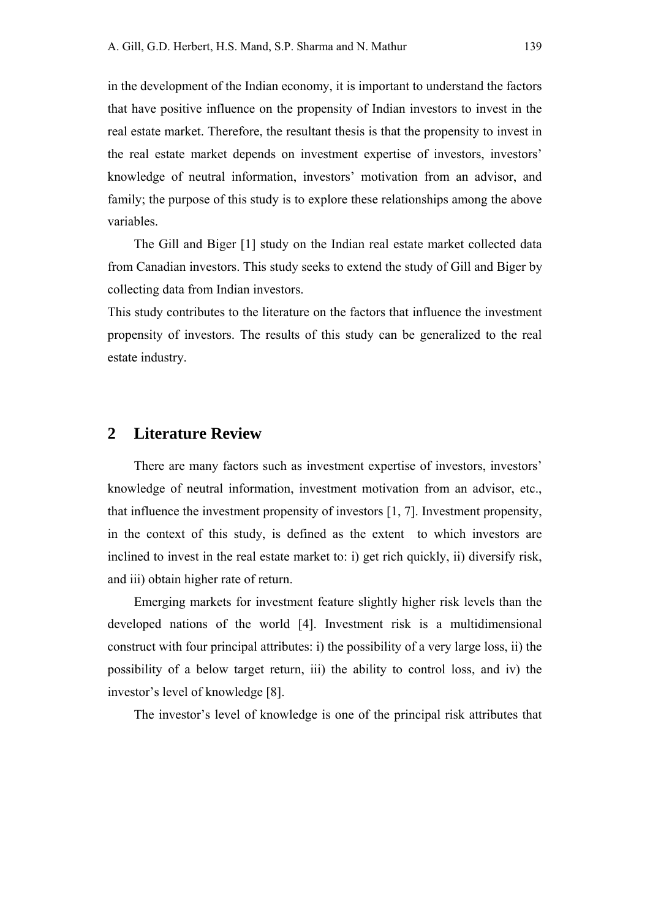in the development of the Indian economy, it is important to understand the factors that have positive influence on the propensity of Indian investors to invest in the real estate market. Therefore, the resultant thesis is that the propensity to invest in the real estate market depends on investment expertise of investors, investors' knowledge of neutral information, investors' motivation from an advisor, and family; the purpose of this study is to explore these relationships among the above variables.

The Gill and Biger [1] study on the Indian real estate market collected data from Canadian investors. This study seeks to extend the study of Gill and Biger by collecting data from Indian investors.

This study contributes to the literature on the factors that influence the investment propensity of investors. The results of this study can be generalized to the real estate industry.

## 2 Literature Review

There are many factors such as investment expertise of investors, investors' knowledge of neutral information, investment motivation from an advisor, etc., that influence the investment propensity of investors [1, 7]. Investment propensity, in the context of this study, is defined as the extent to which investors are inclined to invest in the real estate market to: i) get rich quickly, ii) diversify risk, and iii) obtain higher rate of return.

Emerging markets for investment feature slightly higher risk levels than the developed nations of the world [4]. Investment risk is a multidimensional construct with four principal attributes: i) the possibility of a very large loss, ii) the possibility of a below target return, iii) the ability to control loss, and iv) the investor's level of knowledge [8].

The investor's level of knowledge is one of the principal risk attributes that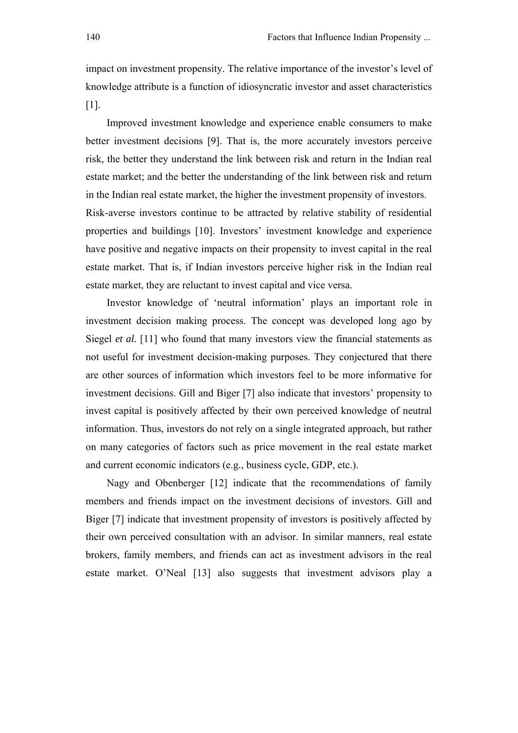impact on investment propensity. The relative importance of the investor's level of knowledge attribute is a function of idiosyncratic investor and asset characteristics [1].

Improved investment knowledge and experience enable consumers to make better investment decisions [9]. That is, the more accurately investors perceive risk, the better they understand the link between risk and return in the Indian real estate market; and the better the understanding of the link between risk and return in the Indian real estate market, the higher the investment propensity of investors. Risk-averse investors continue to be attracted by relative stability of residential properties and buildings [10]. Investors' investment knowledge and experience have positive and negative impacts on their propensity to invest capital in the real estate market. That is, if Indian investors perceive higher risk in the Indian real estate market, they are reluctant to invest capital and vice versa.

Investor knowledge of 'neutral information' plays an important role in investment decision making process. The concept was developed long ago by Siegel *et al.* [11] who found that many investors view the financial statements as not useful for investment decision-making purposes. They conjectured that there are other sources of information which investors feel to be more informative for investment decisions. Gill and Biger [7] also indicate that investors' propensity to invest capital is positively affected by their own perceived knowledge of neutral information. Thus, investors do not rely on a single integrated approach, but rather on many categories of factors such as price movement in the real estate market and current economic indicators (e.g., business cycle, GDP, etc.).

Nagy and Obenberger [12] indicate that the recommendations of family members and friends impact on the investment decisions of investors. Gill and Biger [7] indicate that investment propensity of investors is positively affected by their own perceived consultation with an advisor. In similar manners, real estate brokers, family members, and friends can act as investment advisors in the real estate market. O'Neal [13] also suggests that investment advisors play a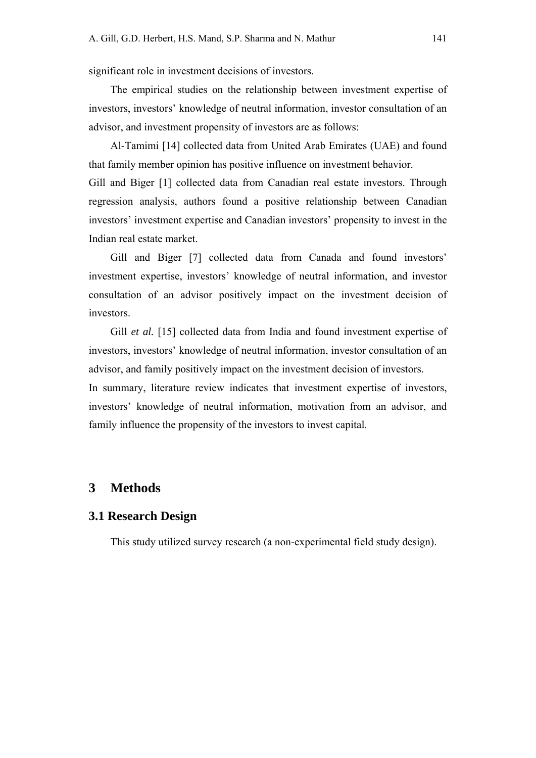significant role in investment decisions of investors.

The empirical studies on the relationship between investment expertise of investors, investors' knowledge of neutral information, investor consultation of an advisor, and investment propensity of investors are as follows:

Al-Tamimi [14] collected data from United Arab Emirates (UAE) and found that family member opinion has positive influence on investment behavior.

Gill and Biger [1] collected data from Canadian real estate investors. Through regression analysis, authors found a positive relationship between Canadian investors' investment expertise and Canadian investors' propensity to invest in the Indian real estate market.

Gill and Biger [7] collected data from Canada and found investors' investment expertise, investors' knowledge of neutral information, and investor consultation of an advisor positively impact on the investment decision of investors.

Gill *et al.* [15] collected data from India and found investment expertise of investors, investors' knowledge of neutral information, investor consultation of an advisor, and family positively impact on the investment decision of investors.

In summary, literature review indicates that investment expertise of investors, investors' knowledge of neutral information, motivation from an advisor, and family influence the propensity of the investors to invest capital.

# 3 Methods

## 3.1 Research Design

This study utilized survey research (a non-experimental field study design).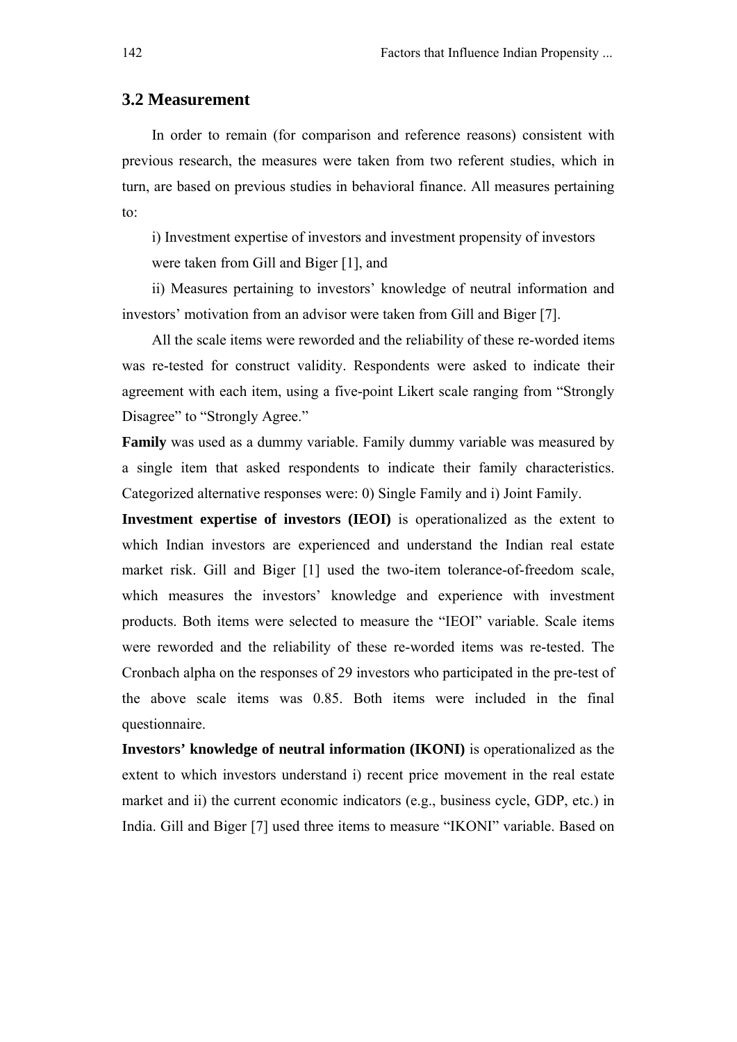## 3.2 Measurement

In order to remain (for comparison and reference reasons) consistent with previous research, the measures were taken from two referent studies, which in turn, are based on previous studies in behavioral finance. All measures pertaining to:

i) Investment expertise of investors and investment propensity of investors were taken from Gill and Biger [1], and

ii) Measures pertaining to investors' knowledge of neutral information and investors' motivation from an advisor were taken from Gill and Biger [7].

All the scale items were reworded and the reliability of these re-worded items was re-tested for construct validity. Respondents were asked to indicate their agreement with each item, using a five-point Likert scale ranging from "Strongly Disagree" to "Strongly Agree."

**Family** was used as a dummy variable. Family dummy variable was measured by a single item that asked respondents to indicate their family characteristics. Categorized alternative responses were: 0) Single Family and i) Joint Family.

**Investment expertise of investors (IEOI)** is operationalized as the extent to which Indian investors are experienced and understand the Indian real estate market risk. Gill and Biger [1] used the two-item tolerance-of-freedom scale, which measures the investors' knowledge and experience with investment products. Both items were selected to measure the "IEOI" variable. Scale items were reworded and the reliability of these re-worded items was re-tested. The Cronbach alpha on the responses of 29 investors who participated in the pre-test of the above scale items was 0.85. Both items were included in the final questionnaire.

**Investors' knowledge of neutral information (IKONI)** is operationalized as the extent to which investors understand i) recent price movement in the real estate market and ii) the current economic indicators (e.g., business cycle, GDP, etc.) in India. Gill and Biger [7] used three items to measure "IKONI" variable. Based on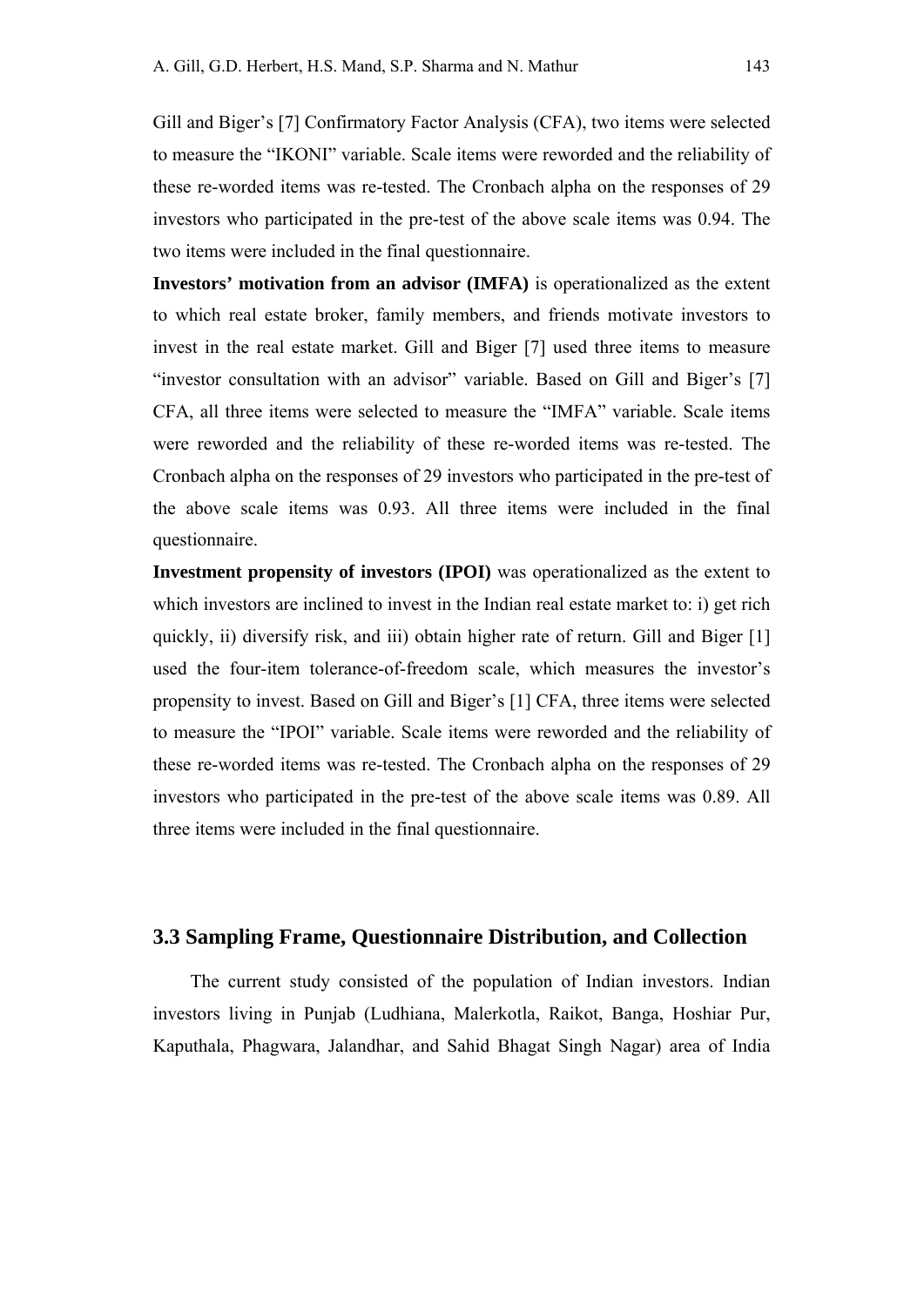Gill and Biger's [7] Confirmatory Factor Analysis (CFA), two items were selected to measure the "IKONI" variable. Scale items were reworded and the reliability of these re-worded items was re-tested. The Cronbach alpha on the responses of 29 investors who participated in the pre-test of the above scale items was 0.94. The two items were included in the final questionnaire.

**Investors' motivation from an advisor (IMFA)** is operationalized as the extent to which real estate broker, family members, and friends motivate investors to invest in the real estate market. Gill and Biger [7] used three items to measure "investor consultation with an advisor" variable. Based on Gill and Biger's [7] CFA, all three items were selected to measure the "IMFA" variable. Scale items were reworded and the reliability of these re-worded items was re-tested. The Cronbach alpha on the responses of 29 investors who participated in the pre-test of the above scale items was 0.93. All three items were included in the final questionnaire.

**Investment propensity of investors (IPOI)** was operationalized as the extent to which investors are inclined to invest in the Indian real estate market to: i) get rich quickly, ii) diversify risk, and iii) obtain higher rate of return. Gill and Biger [1] used the four-item tolerance-of-freedom scale, which measures the investor's propensity to invest. Based on Gill and Biger's [1] CFA, three items were selected to measure the "IPOI" variable. Scale items were reworded and the reliability of these re-worded items was re-tested. The Cronbach alpha on the responses of 29 investors who participated in the pre-test of the above scale items was 0.89. All three items were included in the final questionnaire.

### 3.3 Sampling Frame, Questionnaire Distribution, and Collection

The current study consisted of the population of Indian investors. Indian investors living in Punjab (Ludhiana, Malerkotla, Raikot, Banga, Hoshiar Pur, Kaputhala, Phagwara, Jalandhar, and Sahid Bhagat Singh Nagar) area of India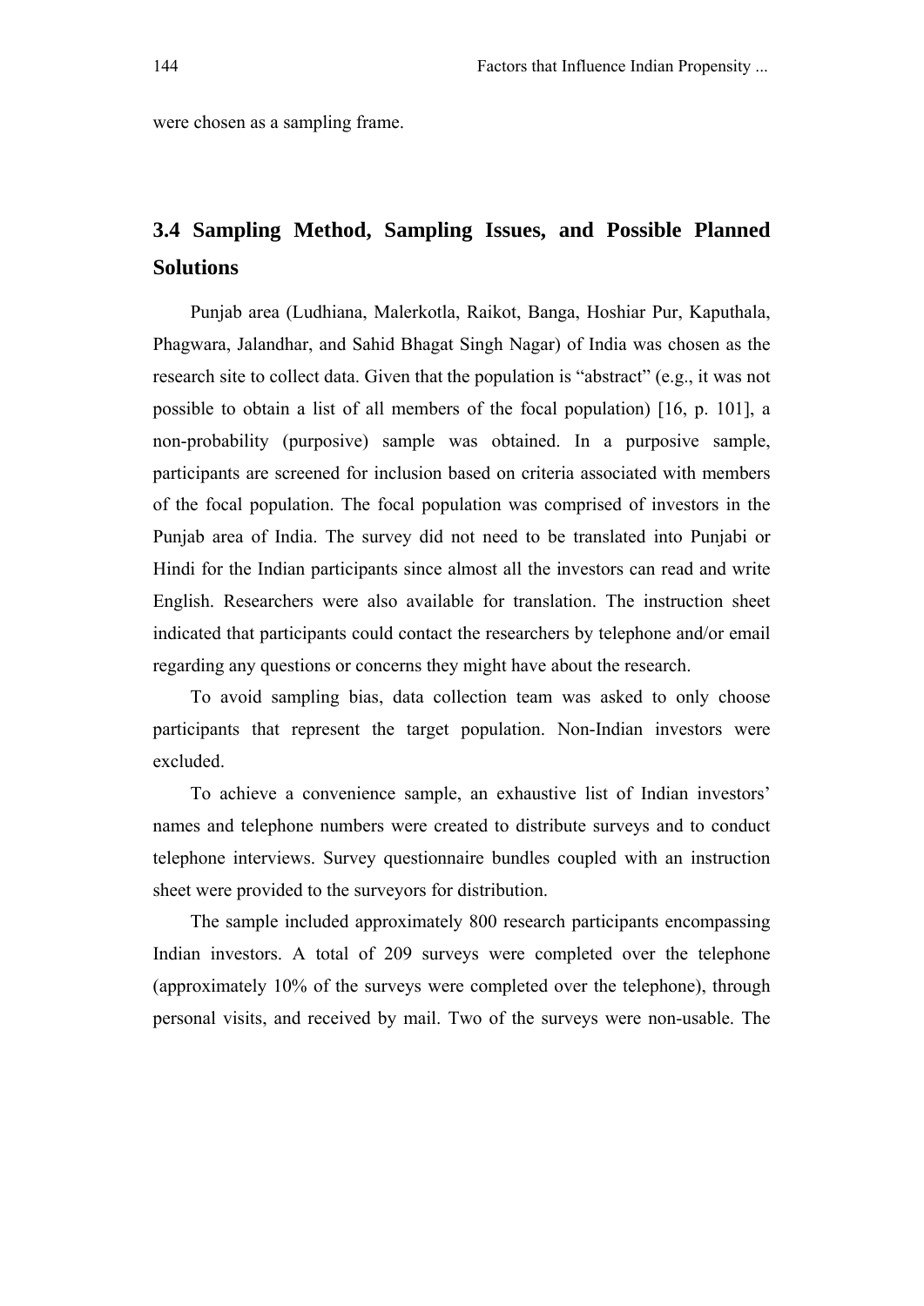were chosen as a sampling frame.

## 3.4 Sampling Method, Sampling Issues, and Possible Planned Solutions

Punjab area (Ludhiana, Malerkotla, Raikot, Banga, Hoshiar Pur, Kaputhala, Phagwara, Jalandhar, and Sahid Bhagat Singh Nagar) of India was chosen as the research site to collect data. Given that the population is "abstract" (e.g., it was not possible to obtain a list of all members of the focal population) [16, p. 101], a non-probability (purposive) sample was obtained. In a purposive sample, participants are screened for inclusion based on criteria associated with members of the focal population. The focal population was comprised of investors in the Punjab area of India. The survey did not need to be translated into Punjabi or Hindi for the Indian participants since almost all the investors can read and write English. Researchers were also available for translation. The instruction sheet indicated that participants could contact the researchers by telephone and/or email regarding any questions or concerns they might have about the research.

To avoid sampling bias, data collection team was asked to only choose participants that represent the target population. Non-Indian investors were excluded.

To achieve a convenience sample, an exhaustive list of Indian investors' names and telephone numbers were created to distribute surveys and to conduct telephone interviews. Survey questionnaire bundles coupled with an instruction sheet were provided to the surveyors for distribution.

The sample included approximately 800 research participants encompassing Indian investors. A total of 209 surveys were completed over the telephone (approximately 10% of the surveys were completed over the telephone), through personal visits, and received by mail. Two of the surveys were non-usable. The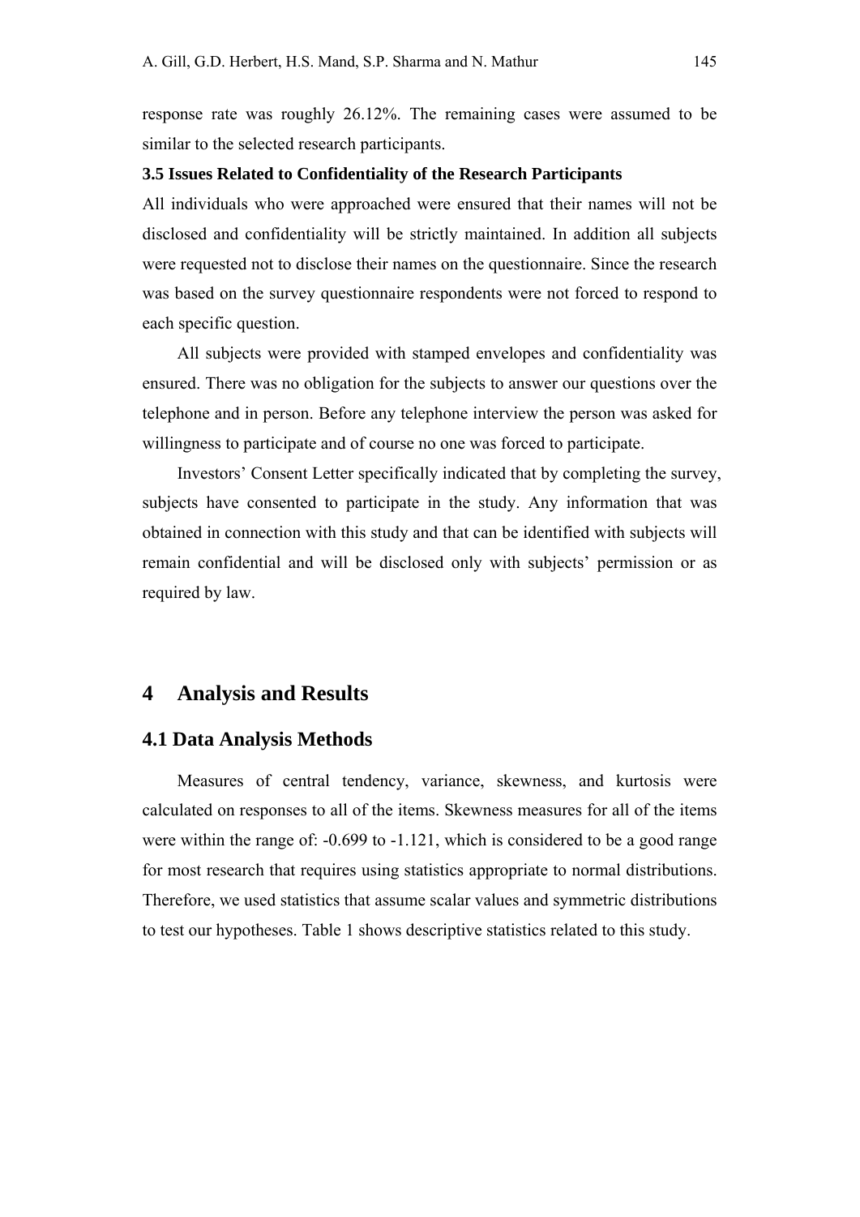response rate was roughly 26.12%. The remaining cases were assumed to be similar to the selected research participants.

**3.5 Issues Related to Confidentiality of the Research Participants**

All individuals who were approached were ensured that their names will not be disclosed and confidentiality will be strictly maintained. In addition all subjects were requested not to disclose their names on the questionnaire. Since the research was based on the survey questionnaire respondents were not forced to respond to each specific question.

All subjects were provided with stamped envelopes and confidentiality was ensured. There was no obligation for the subjects to answer our questions over the telephone and in person. Before any telephone interview the person was asked for willingness to participate and of course no one was forced to participate.

Investors' Consent Letter specifically indicated that by completing the survey, subjects have consented to participate in the study. Any information that was obtained in connection with this study and that can be identified with subjects will remain confidential and will be disclosed only with subjects' permission or as required by law.

# 4 Analysis and Results

## 4.1 Data Analysis Methods

Measures of central tendency, variance, skewness, and kurtosis were calculated on responses to all of the items. Skewness measures for all of the items were within the range of: -0.699 to -1.121, which is considered to be a good range for most research that requires using statistics appropriate to normal distributions. Therefore, we used statistics that assume scalar values and symmetric distributions to test our hypotheses. Table 1 shows descriptive statistics related to this study.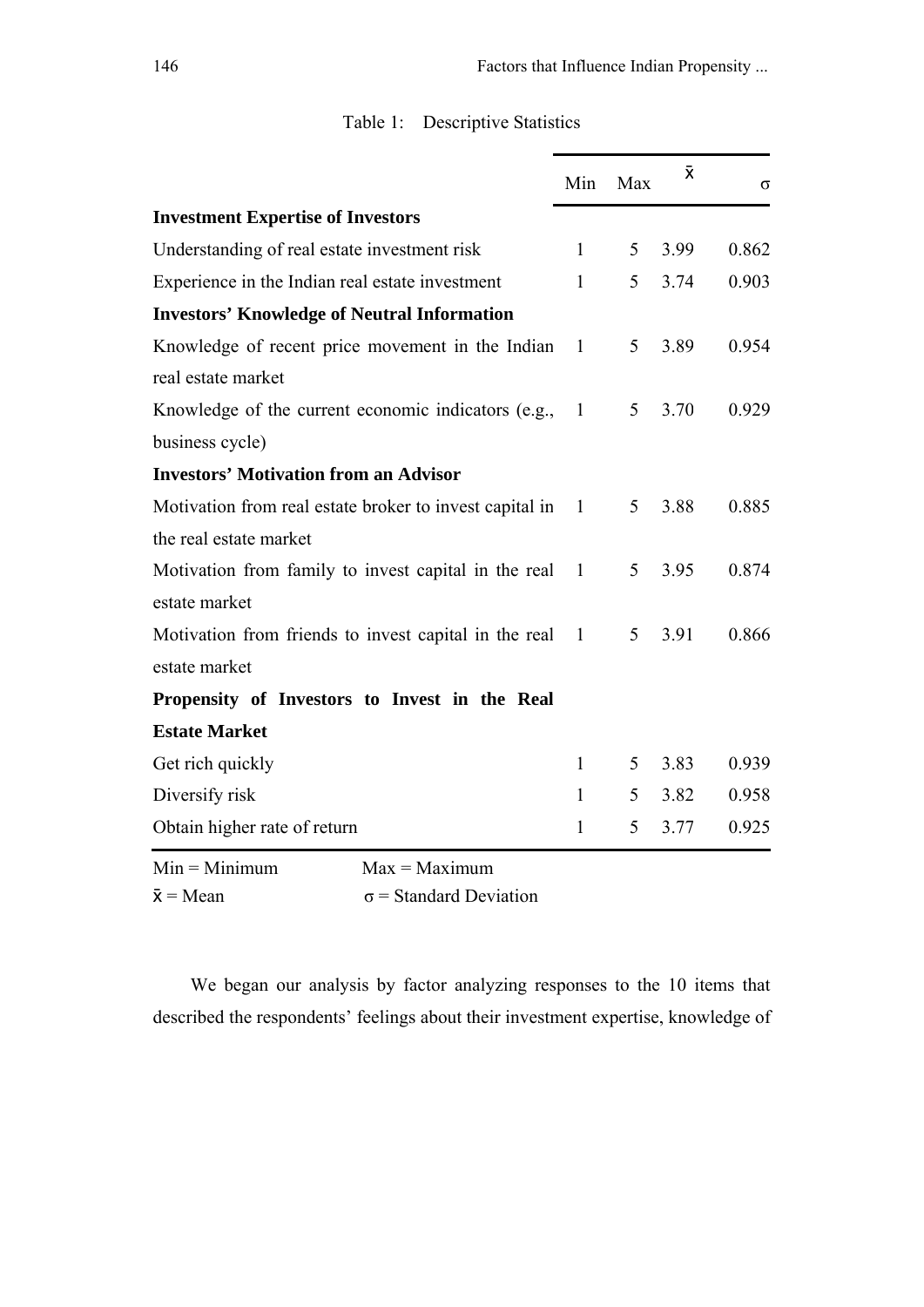Table 1: Descriptive Statistics

| | Min | Max | $\bar{x}$ | $\sigma$ |
|---|---|---|---|---|
| **Investment Expertise of Investors** | | | | |
| Understanding of real estate investment risk | 1 | 5 | 3.99 | 0.862 |
| Experience in the Indian real estate investment | 1 | 5 | 3.74 | 0.903 |
| **Investors' Knowledge of Neutral Information** | | | | |
| Knowledge of recent price movement in the Indian real estate market | 1 | 5 | 3.89 | 0.954 |
| Knowledge of the current economic indicators (e.g., business cycle) | 1 | 5 | 3.70 | 0.929 |
| **Investors' Motivation from an Advisor** | | | | |
| Motivation from real estate broker to invest capital in the real estate market | 1 | 5 | 3.88 | 0.885 |
| Motivation from family to invest capital in the real estate market | 1 | 5 | 3.95 | 0.874 |
| Motivation from friends to invest capital in the real estate market | 1 | 5 | 3.91 | 0.866 |
| **Propensity of Investors to Invest in the Real Estate Market** | | | | |
| Get rich quickly | 1 | 5 | 3.83 | 0.939 |
| Diversify risk | 1 | 5 | 3.82 | 0.958 |
| Obtain higher rate of return | 1 | 5 | 3.77 | 0.925 |

Min = Minimum　　Max = Maximum

$\bar{x}$ = Mean　　$\sigma$ = Standard Deviation

We began our analysis by factor analyzing responses to the 10 items that described the respondents' feelings about their investment expertise, knowledge of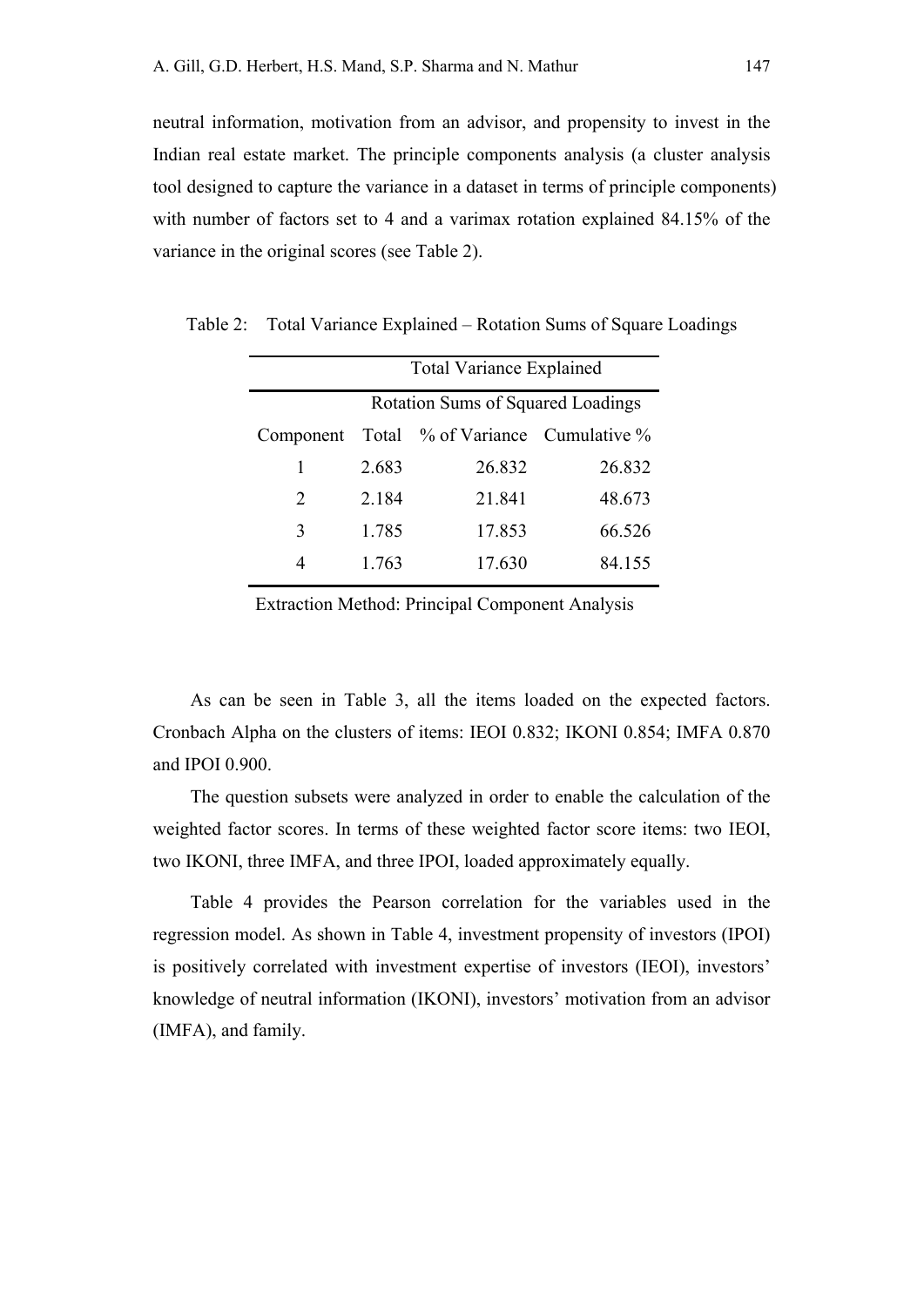neutral information, motivation from an advisor, and propensity to invest in the Indian real estate market. The principle components analysis (a cluster analysis tool designed to capture the variance in a dataset in terms of principle components) with number of factors set to 4 and a varimax rotation explained 84.15% of the variance in the original scores (see Table 2).

Table 2: Total Variance Explained – Rotation Sums of Square Loadings

| | Total Variance Explained | | |
|---|---|---|---|
| | Rotation Sums of Squared Loadings | | |
| Component | Total | % of Variance | Cumulative % |
| 1 | 2.683 | 26.832 | 26.832 |
| 2 | 2.184 | 21.841 | 48.673 |
| 3 | 1.785 | 17.853 | 66.526 |
| 4 | 1.763 | 17.630 | 84.155 |

Extraction Method: Principal Component Analysis

As can be seen in Table 3, all the items loaded on the expected factors. Cronbach Alpha on the clusters of items: IEOI 0.832; IKONI 0.854; IMFA 0.870 and IPOI 0.900.

The question subsets were analyzed in order to enable the calculation of the weighted factor scores. In terms of these weighted factor score items: two IEOI, two IKONI, three IMFA, and three IPOI, loaded approximately equally.

Table 4 provides the Pearson correlation for the variables used in the regression model. As shown in Table 4, investment propensity of investors (IPOI) is positively correlated with investment expertise of investors (IEOI), investors' knowledge of neutral information (IKONI), investors' motivation from an advisor (IMFA), and family.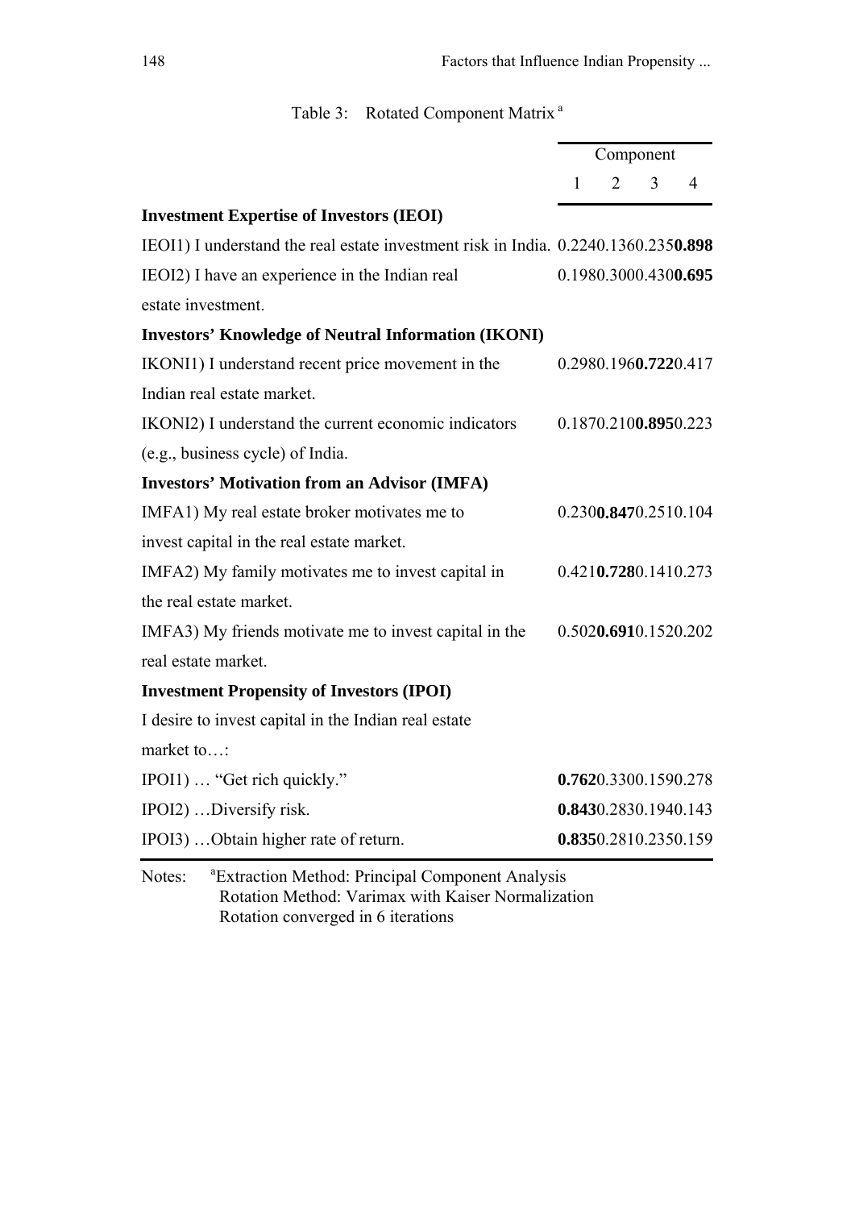Table 3: Rotated Component Matrix [a]

| | Component | | | |
|---|---|---|---|---|
| | 1 | 2 | 3 | 4 |
| **Investment Expertise of Investors (IEOI)** | | | | |
| IEOI1) I understand the real estate investment risk in India. | 0.224 | 0.136 | 0.235 | **0.898** |
| IEOI2) I have an experience in the Indian real estate investment. | 0.198 | 0.300 | 0.430 | **0.695** |
| **Investors' Knowledge of Neutral Information (IKONI)** | | | | |
| IKONI1) I understand recent price movement in the Indian real estate market. | 0.298 | 0.196 | **0.722** | 0.417 |
| IKONI2) I understand the current economic indicators (e.g., business cycle) of India. | 0.187 | 0.210 | **0.895** | 0.223 |
| **Investors' Motivation from an Advisor (IMFA)** | | | | |
| IMFA1) My real estate broker motivates me to invest capital in the real estate market. | 0.230 | **0.847** | 0.251 | 0.104 |
| IMFA2) My family motivates me to invest capital in the real estate market. | 0.421 | **0.728** | 0.141 | 0.273 |
| IMFA3) My friends motivate me to invest capital in the real estate market. | 0.502 | **0.691** | 0.152 | 0.202 |
| **Investment Propensity of Investors (IPOI)** | | | | |
| I desire to invest capital in the Indian real estate market to…: | | | | |
| IPOI1) … "Get rich quickly." | **0.762** | 0.330 | 0.159 | 0.278 |
| IPOI2) …Diversify risk. | **0.843** | 0.283 | 0.194 | 0.143 |
| IPOI3) …Obtain higher rate of return. | **0.835** | 0.281 | 0.235 | 0.159 |

Notes: [a]Extraction Method: Principal Component Analysis
Rotation Method: Varimax with Kaiser Normalization
Rotation converged in 6 iterations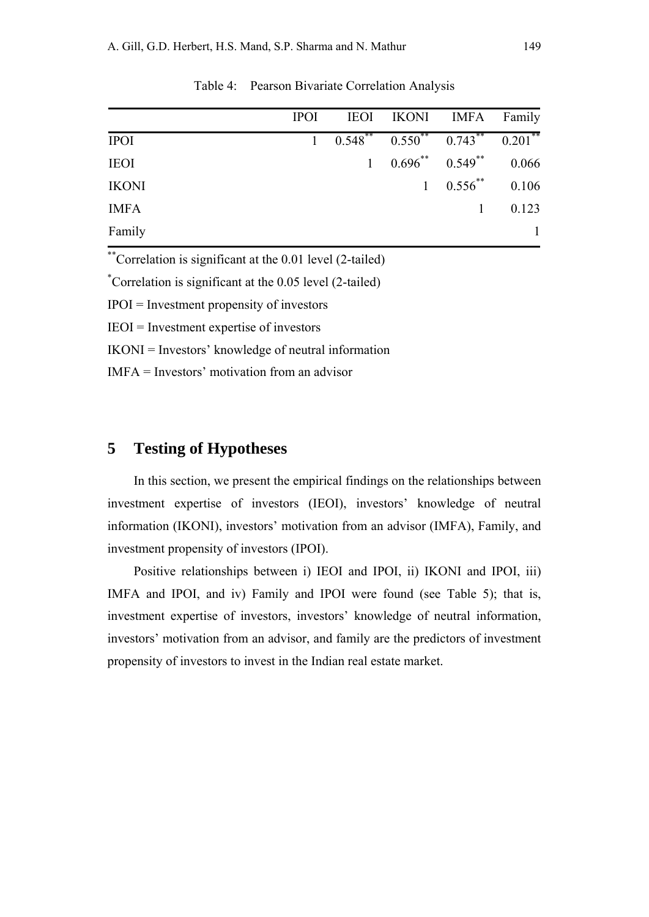Table 4: Pearson Bivariate Correlation Analysis

| | IPOI | IEOI | IKONI | IMFA | Family |
|---|---|---|---|---|---|
| IPOI | 1 | 0.548** | 0.550** | 0.743** | 0.201** |
| IEOI | | 1 | 0.696** | 0.549** | 0.066 |
| IKONI | | | 1 | 0.556** | 0.106 |
| IMFA | | | | 1 | 0.123 |
| Family | | | | | 1 |

**Correlation is significant at the 0.01 level (2-tailed)

*Correlation is significant at the 0.05 level (2-tailed)

IPOI = Investment propensity of investors

IEOI = Investment expertise of investors

IKONI = Investors' knowledge of neutral information

IMFA = Investors' motivation from an advisor

## 5 Testing of Hypotheses

In this section, we present the empirical findings on the relationships between investment expertise of investors (IEOI), investors' knowledge of neutral information (IKONI), investors' motivation from an advisor (IMFA), Family, and investment propensity of investors (IPOI).

Positive relationships between i) IEOI and IPOI, ii) IKONI and IPOI, iii) IMFA and IPOI, and iv) Family and IPOI were found (see Table 5); that is, investment expertise of investors, investors' knowledge of neutral information, investors' motivation from an advisor, and family are the predictors of investment propensity of investors to invest in the Indian real estate market.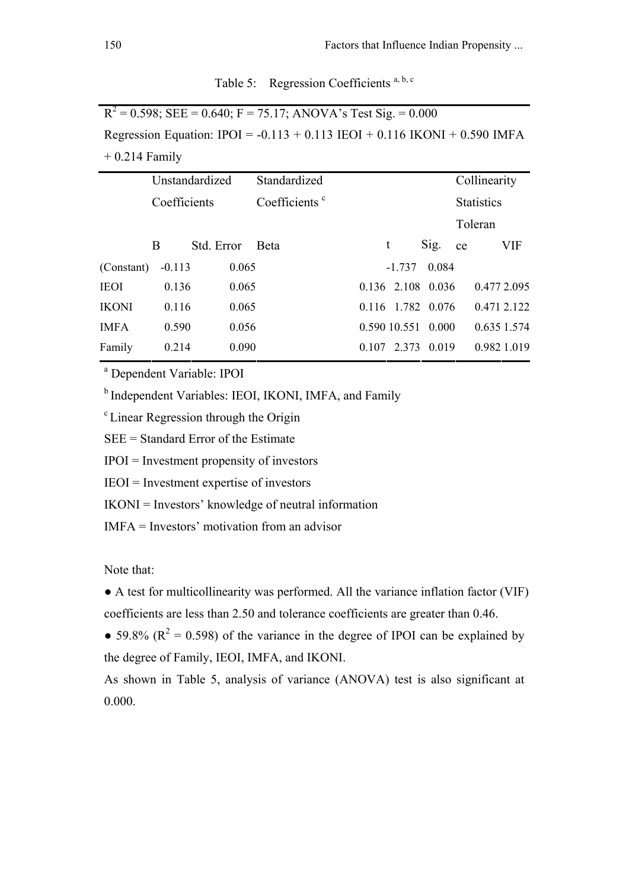Table 5: Regression Coefficients [a, b, c]

$R^2$ = 0.598; SEE = 0.640; F = 75.17; ANOVA's Test Sig. = 0.000

Regression Equation: IPOI = -0.113 + 0.113 IEOI + 0.116 IKONI + 0.590 IMFA + 0.214 Family

| | Unstandardized Coefficients | | Standardized Coefficients [c] | | | Collinearity Statistics | |
|---|---|---|---|---|---|---|---|
| | B | Std. Error | Beta | t | Sig. | Tolerance | VIF |
| (Constant) | -0.113 | 0.065 | | -1.737 | 0.084 | | |
| IEOI | 0.136 | 0.065 | 0.136 | 2.108 | 0.036 | 0.477 | 2.095 |
| IKONI | 0.116 | 0.065 | 0.116 | 1.782 | 0.076 | 0.471 | 2.122 |
| IMFA | 0.590 | 0.056 | 0.590 | 10.551 | 0.000 | 0.635 | 1.574 |
| Family | 0.214 | 0.090 | 0.107 | 2.373 | 0.019 | 0.982 | 1.019 |

[a] Dependent Variable: IPOI

[b] Independent Variables: IEOI, IKONI, IMFA, and Family

[c] Linear Regression through the Origin

SEE = Standard Error of the Estimate

IPOI = Investment propensity of investors

IEOI = Investment expertise of investors

IKONI = Investors' knowledge of neutral information

IMFA = Investors' motivation from an advisor

Note that:

- A test for multicollinearity was performed. All the variance inflation factor (VIF) coefficients are less than 2.50 and tolerance coefficients are greater than 0.46.
- 59.8% ($R^2$ = 0.598) of the variance in the degree of IPOI can be explained by the degree of Family, IEOI, IMFA, and IKONI.

As shown in Table 5, analysis of variance (ANOVA) test is also significant at 0.000.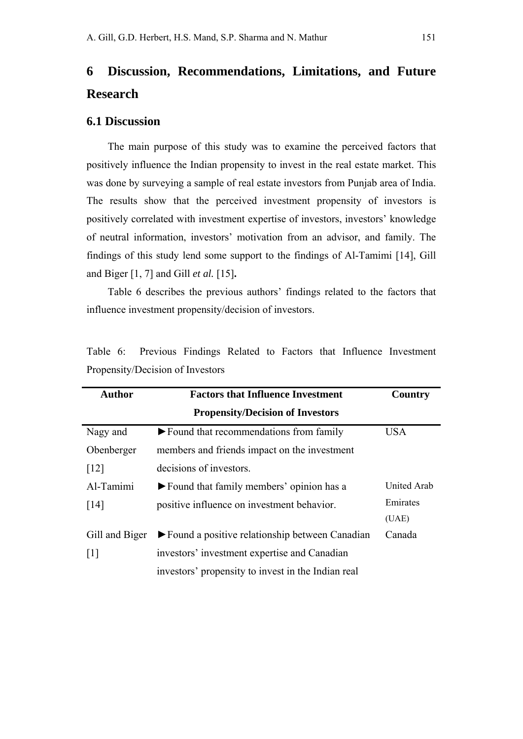## 6 Discussion, Recommendations, Limitations, and Future Research

### 6.1 Discussion

The main purpose of this study was to examine the perceived factors that positively influence the Indian propensity to invest in the real estate market. This was done by surveying a sample of real estate investors from Punjab area of India. The results show that the perceived investment propensity of investors is positively correlated with investment expertise of investors, investors' knowledge of neutral information, investors' motivation from an advisor, and family. The findings of this study lend some support to the findings of Al-Tamimi [14], Gill and Biger [1, 7] and Gill *et al.* [15]**.**

Table 6 describes the previous authors' findings related to the factors that influence investment propensity/decision of investors.

Table 6: Previous Findings Related to Factors that Influence Investment Propensity/Decision of Investors

| Author | Factors that Influence Investment Propensity/Decision of Investors | Country |
|---|---|---|
| Nagy and Obenberger [12] | ►Found that recommendations from family members and friends impact on the investment decisions of investors. | USA |
| Al-Tamimi [14] | ►Found that family members' opinion has a positive influence on investment behavior. | United Arab Emirates (UAE) |
| Gill and Biger [1] | ►Found a positive relationship between Canadian investors' investment expertise and Canadian investors' propensity to invest in the Indian real | Canada |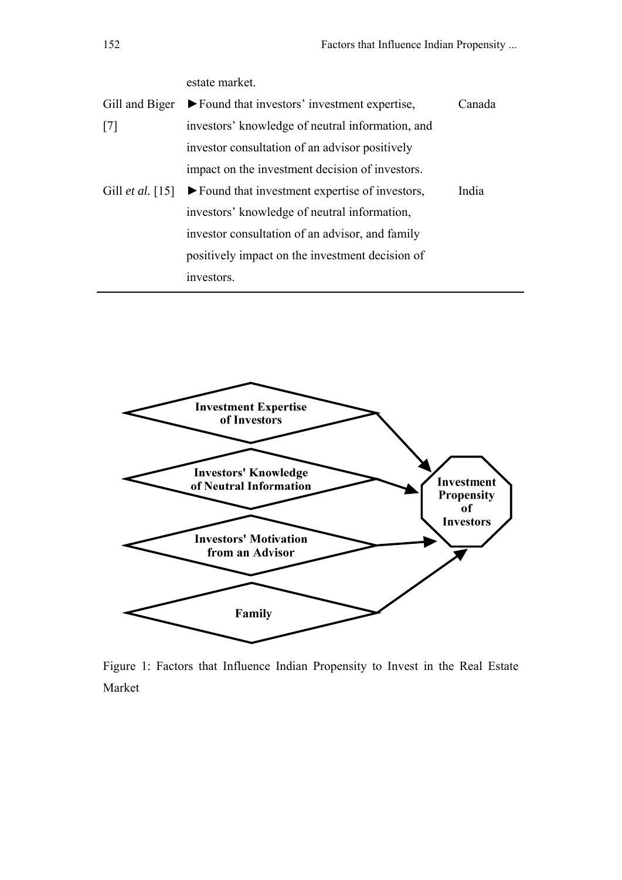| | | |
|---|---|---|
| | estate market. | |
| Gill and Biger [7] | ►Found that investors' investment expertise, investors' knowledge of neutral information, and investor consultation of an advisor positively impact on the investment decision of investors. | Canada |
| Gill *et al.* [15] | ►Found that investment expertise of investors, investors' knowledge of neutral information, investor consultation of an advisor, and family positively impact on the investment decision of investors. | India |

Figure 1: Factors that Influence Indian Propensity to Invest in the Real Estate Market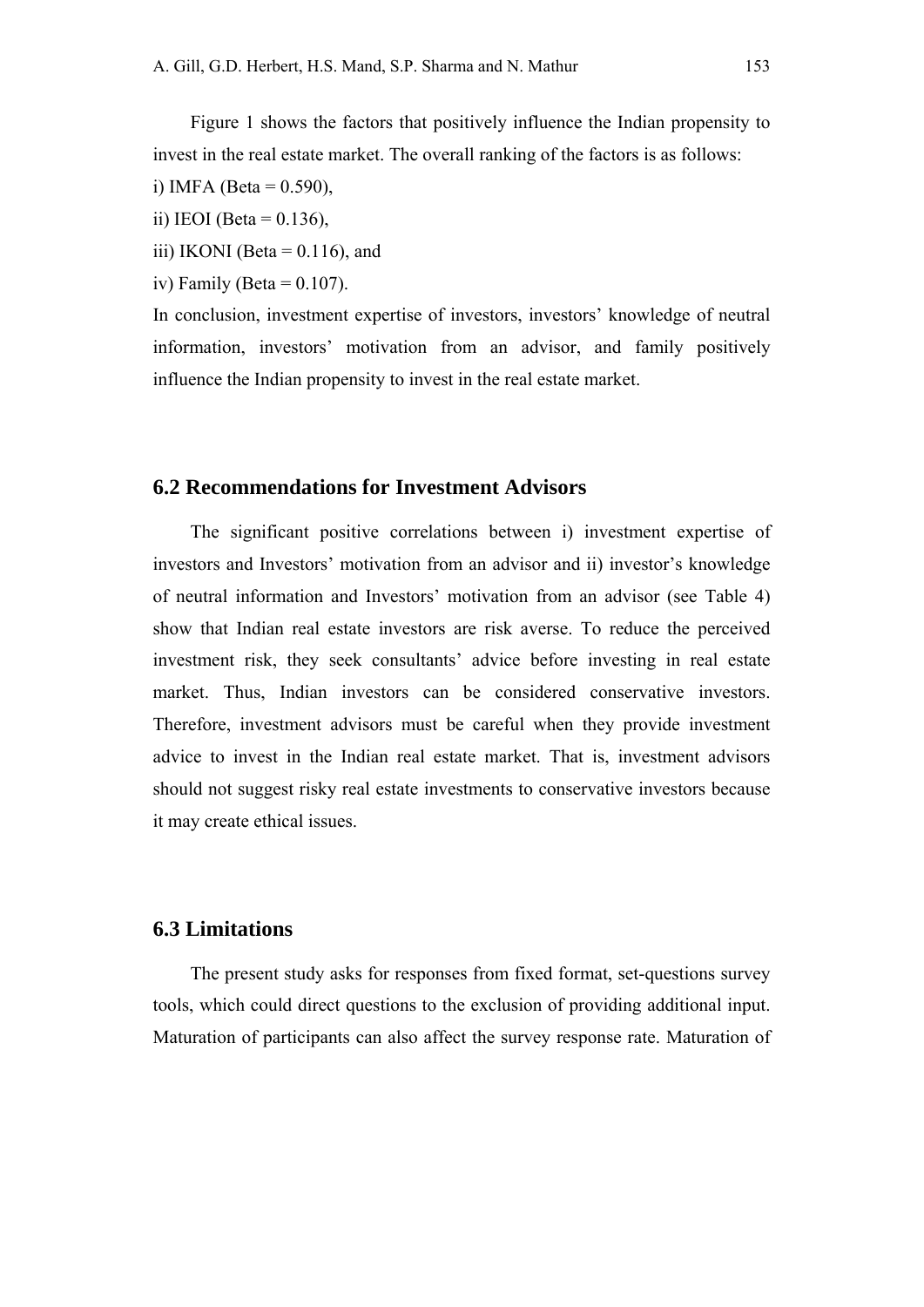Figure 1 shows the factors that positively influence the Indian propensity to invest in the real estate market. The overall ranking of the factors is as follows:

i) IMFA (Beta = 0.590),

ii) IEOI (Beta = 0.136),

iii) IKONI (Beta = 0.116), and

iv) Family (Beta = 0.107).

In conclusion, investment expertise of investors, investors' knowledge of neutral information, investors' motivation from an advisor, and family positively influence the Indian propensity to invest in the real estate market.

## 6.2 Recommendations for Investment Advisors

The significant positive correlations between i) investment expertise of investors and Investors' motivation from an advisor and ii) investor's knowledge of neutral information and Investors' motivation from an advisor (see Table 4) show that Indian real estate investors are risk averse. To reduce the perceived investment risk, they seek consultants' advice before investing in real estate market. Thus, Indian investors can be considered conservative investors. Therefore, investment advisors must be careful when they provide investment advice to invest in the Indian real estate market. That is, investment advisors should not suggest risky real estate investments to conservative investors because it may create ethical issues.

## 6.3 Limitations

The present study asks for responses from fixed format, set-questions survey tools, which could direct questions to the exclusion of providing additional input. Maturation of participants can also affect the survey response rate. Maturation of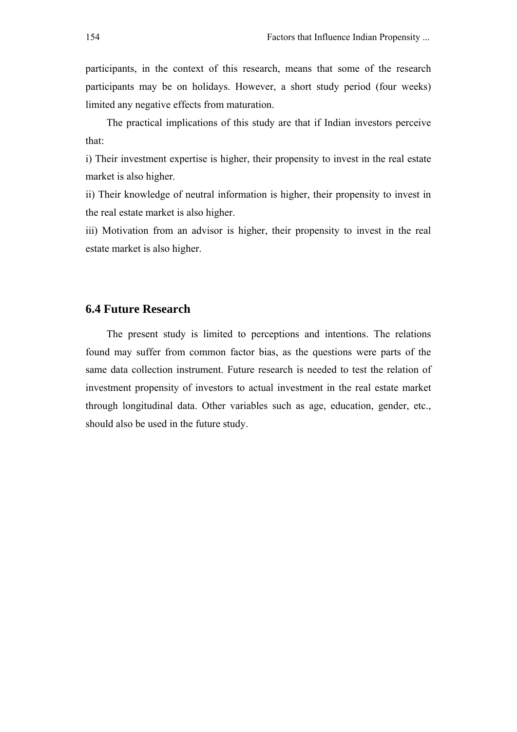participants, in the context of this research, means that some of the research participants may be on holidays. However, a short study period (four weeks) limited any negative effects from maturation.

The practical implications of this study are that if Indian investors perceive that:

i) Their investment expertise is higher, their propensity to invest in the real estate market is also higher.

ii) Their knowledge of neutral information is higher, their propensity to invest in the real estate market is also higher.

iii) Motivation from an advisor is higher, their propensity to invest in the real estate market is also higher.

## 6.4 Future Research

The present study is limited to perceptions and intentions. The relations found may suffer from common factor bias, as the questions were parts of the same data collection instrument. Future research is needed to test the relation of investment propensity of investors to actual investment in the real estate market through longitudinal data. Other variables such as age, education, gender, etc., should also be used in the future study.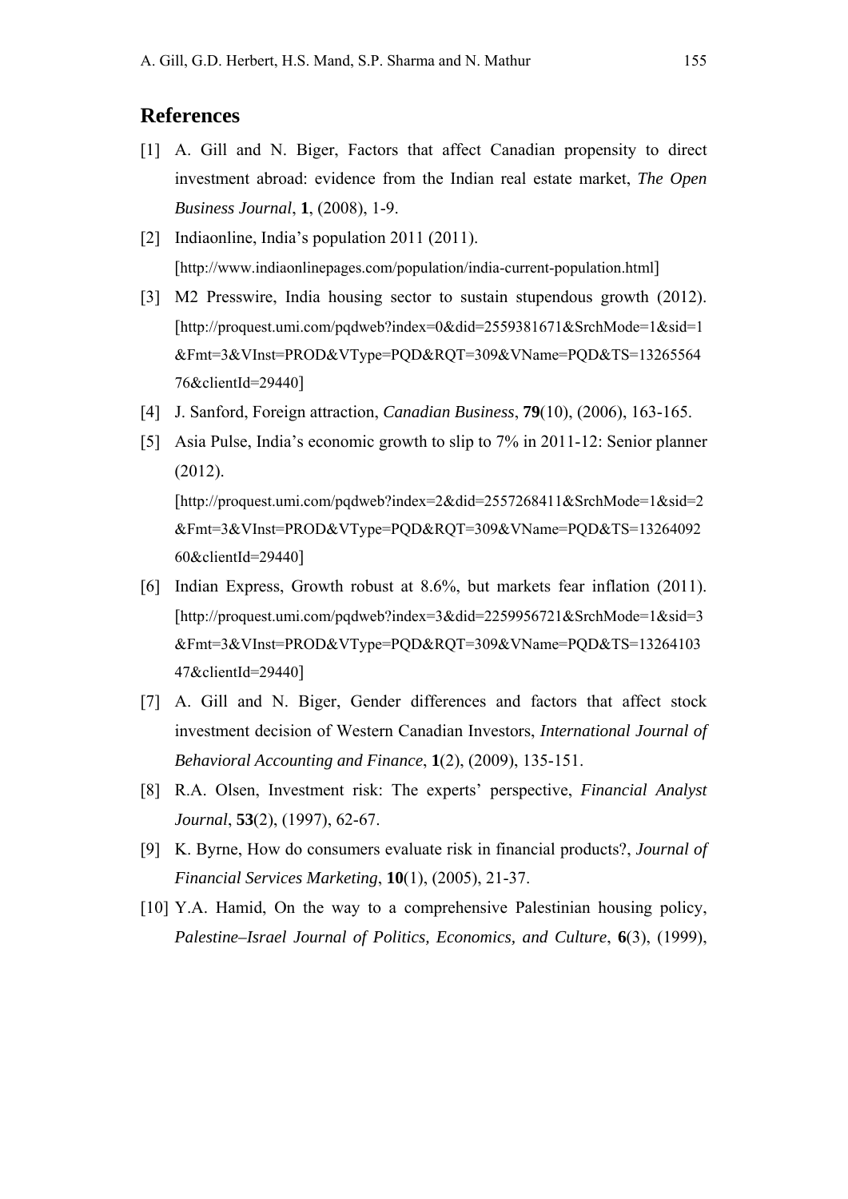## References

[1] A. Gill and N. Biger, Factors that affect Canadian propensity to direct investment abroad: evidence from the Indian real estate market, *The Open Business Journal*, **1**, (2008), 1-9.

[2] Indiaonline, India's population 2011 (2011). [http://www.indiaonlinepages.com/population/india-current-population.html]

[3] M2 Presswire, India housing sector to sustain stupendous growth (2012). [http://proquest.umi.com/pqdweb?index=0&did=2559381671&SrchMode=1&sid=1&Fmt=3&VInst=PROD&VType=PQD&RQT=309&VName=PQD&TS=1326556476&clientId=29440]

[4] J. Sanford, Foreign attraction, *Canadian Business*, **79**(10), (2006), 163-165.

[5] Asia Pulse, India's economic growth to slip to 7% in 2011-12: Senior planner (2012). [http://proquest.umi.com/pqdweb?index=2&did=2557268411&SrchMode=1&sid=2&Fmt=3&VInst=PROD&VType=PQD&RQT=309&VName=PQD&TS=1326409260&clientId=29440]

[6] Indian Express, Growth robust at 8.6%, but markets fear inflation (2011). [http://proquest.umi.com/pqdweb?index=3&did=2259956721&SrchMode=1&sid=3&Fmt=3&VInst=PROD&VType=PQD&RQT=309&VName=PQD&TS=1326410347&clientId=29440]

[7] A. Gill and N. Biger, Gender differences and factors that affect stock investment decision of Western Canadian Investors, *International Journal of Behavioral Accounting and Finance*, **1**(2), (2009), 135-151.

[8] R.A. Olsen, Investment risk: The experts' perspective, *Financial Analyst Journal*, **53**(2), (1997), 62-67.

[9] K. Byrne, How do consumers evaluate risk in financial products?, *Journal of Financial Services Marketing*, **10**(1), (2005), 21-37.

[10] Y.A. Hamid, On the way to a comprehensive Palestinian housing policy, *Palestine–Israel Journal of Politics, Economics, and Culture*, **6**(3), (1999),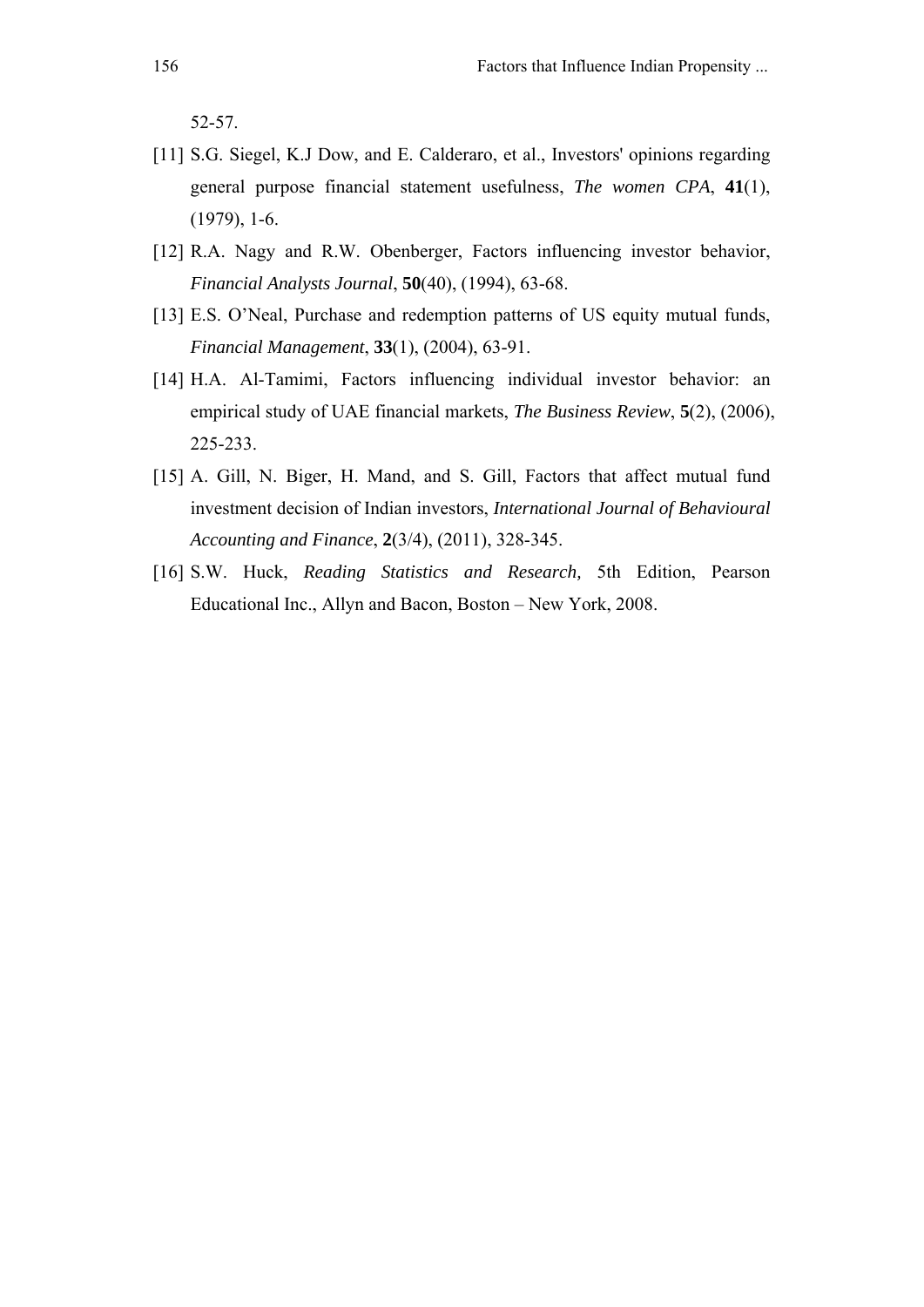52-57.

[11] S.G. Siegel, K.J Dow, and E. Calderaro, et al., Investors' opinions regarding general purpose financial statement usefulness, *The women CPA*, **41**(1), (1979), 1-6.

[12] R.A. Nagy and R.W. Obenberger, Factors influencing investor behavior, *Financial Analysts Journal*, **50**(40), (1994), 63-68.

[13] E.S. O'Neal, Purchase and redemption patterns of US equity mutual funds, *Financial Management*, **33**(1), (2004), 63-91.

[14] H.A. Al-Tamimi, Factors influencing individual investor behavior: an empirical study of UAE financial markets, *The Business Review*, **5**(2), (2006), 225-233.

[15] A. Gill, N. Biger, H. Mand, and S. Gill, Factors that affect mutual fund investment decision of Indian investors, *International Journal of Behavioural Accounting and Finance*, **2**(3/4), (2011), 328-345.

[16] S.W. Huck, *Reading Statistics and Research,* 5th Edition, Pearson Educational Inc., Allyn and Bacon, Boston – New York, 2008.